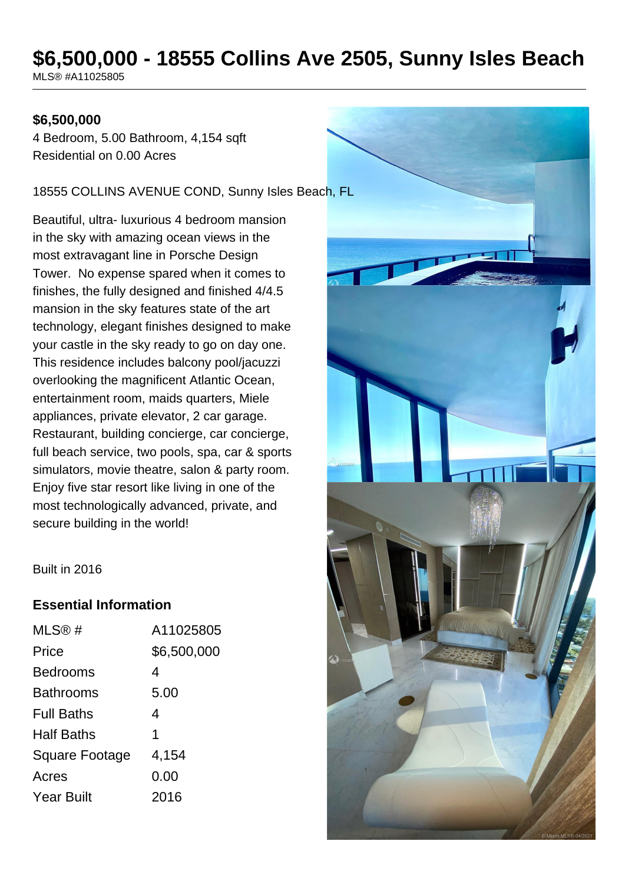# $6,500,000 - 18555 Collins Ave 2505, Sunny Isles Beach

MLS® #A11025805

**$6,500,000**

4 Bedroom, 5.00 Bathroom, 4,154 sqft

Residential on 0.00 Acres

18555 COLLINS AVENUE COND, Sunny Isles Beach, FL

Beautiful, ultra- luxurious 4 bedroom mansion in the sky with amazing ocean views in the most extravagant line in Porsche Design Tower. No expense spared when it comes to finishes, the fully designed and finished 4/4.5 mansion in the sky features state of the art technology, elegant finishes designed to make your castle in the sky ready to go on day one. This residence includes balcony pool/jacuzzi overlooking the magnificent Atlantic Ocean, entertainment room, maids quarters, Miele appliances, private elevator, 2 car garage. Restaurant, building concierge, car concierge, full beach service, two pools, spa, car & sports simulators, movie theatre, salon & party room. Enjoy five star resort like living in one of the most technologically advanced, private, and secure building in the world!

Built in 2016

## Essential Information

| | |
|---|---|
| MLS® # | A11025805 |
| Price | $6,500,000 |
| Bedrooms | 4 |
| Bathrooms | 5.00 |
| Full Baths | 4 |
| Half Baths | 1 |
| Square Footage | 4,154 |
| Acres | 0.00 |
| Year Built | 2016 |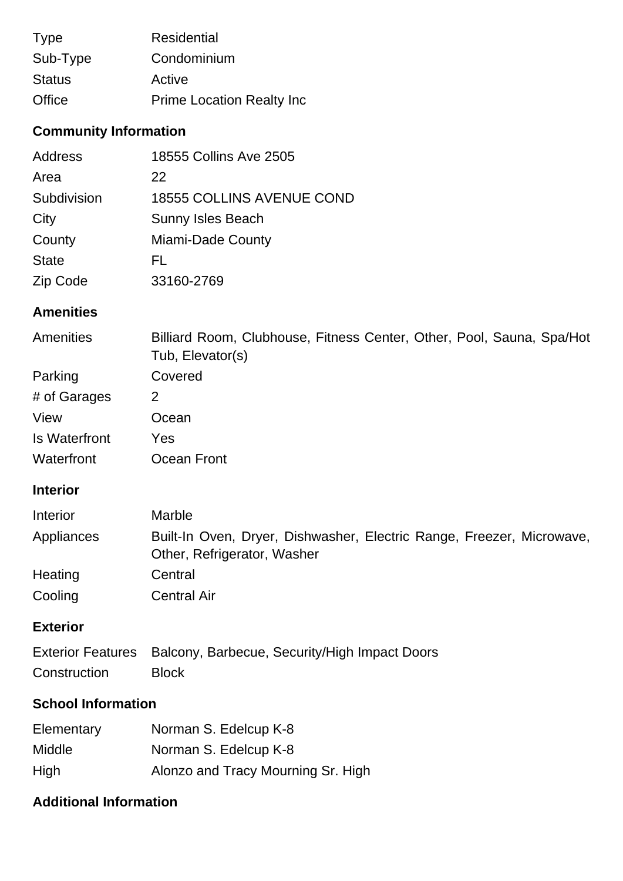| | |
|---|---|
| Type | Residential |
| Sub-Type | Condominium |
| Status | Active |
| Office | Prime Location Realty Inc |

## Community Information

| | |
|---|---|
| Address | 18555 Collins Ave 2505 |
| Area | 22 |
| Subdivision | 18555 COLLINS AVENUE COND |
| City | Sunny Isles Beach |
| County | Miami-Dade County |
| State | FL |
| Zip Code | 33160-2769 |

## Amenities

| | |
|---|---|
| Amenities | Billiard Room, Clubhouse, Fitness Center, Other, Pool, Sauna, Spa/Hot Tub, Elevator(s) |
| Parking | Covered |
| # of Garages | 2 |
| View | Ocean |
| Is Waterfront | Yes |
| Waterfront | Ocean Front |

## Interior

| | |
|---|---|
| Interior | Marble |
| Appliances | Built-In Oven, Dryer, Dishwasher, Electric Range, Freezer, Microwave, Other, Refrigerator, Washer |
| Heating | Central |
| Cooling | Central Air |

## Exterior

| | |
|---|---|
| Exterior Features | Balcony, Barbecue, Security/High Impact Doors |
| Construction | Block |

## School Information

| | |
|---|---|
| Elementary | Norman S. Edelcup K-8 |
| Middle | Norman S. Edelcup K-8 |
| High | Alonzo and Tracy Mourning Sr. High |

## Additional Information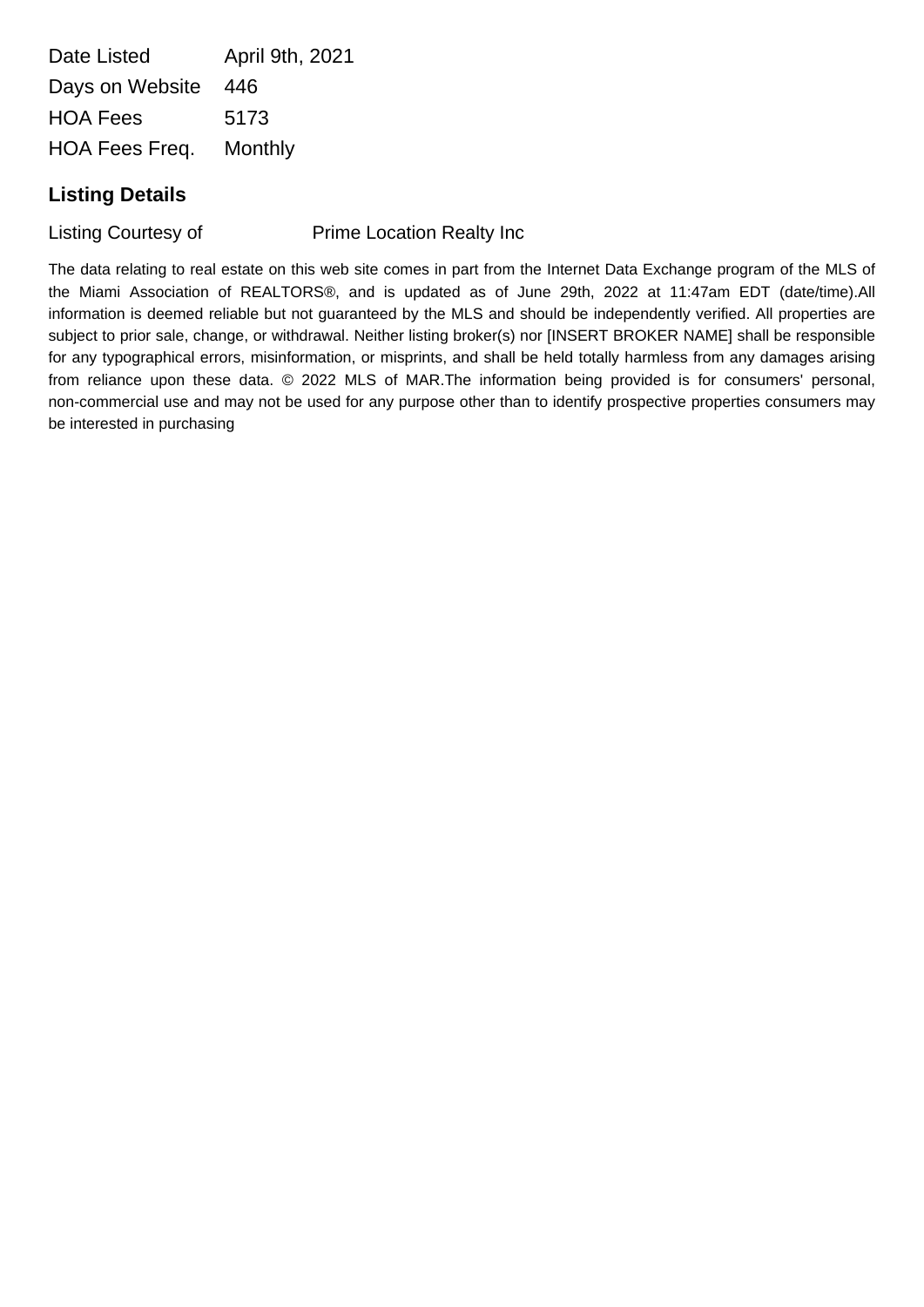| | |
|---|---|
| Date Listed | April 9th, 2021 |
| Days on Website | 446 |
| HOA Fees | 5173 |
| HOA Fees Freq. | Monthly |

### Listing Details

| | |
|---|---|
| Listing Courtesy of | Prime Location Realty Inc |

The data relating to real estate on this web site comes in part from the Internet Data Exchange program of the MLS of the Miami Association of REALTORS®, and is updated as of June 29th, 2022 at 11:47am EDT (date/time).All information is deemed reliable but not guaranteed by the MLS and should be independently verified. All properties are subject to prior sale, change, or withdrawal. Neither listing broker(s) nor [INSERT BROKER NAME] shall be responsible for any typographical errors, misinformation, or misprints, and shall be held totally harmless from any damages arising from reliance upon these data. © 2022 MLS of MAR.The information being provided is for consumers' personal, non-commercial use and may not be used for any purpose other than to identify prospective properties consumers may be interested in purchasing